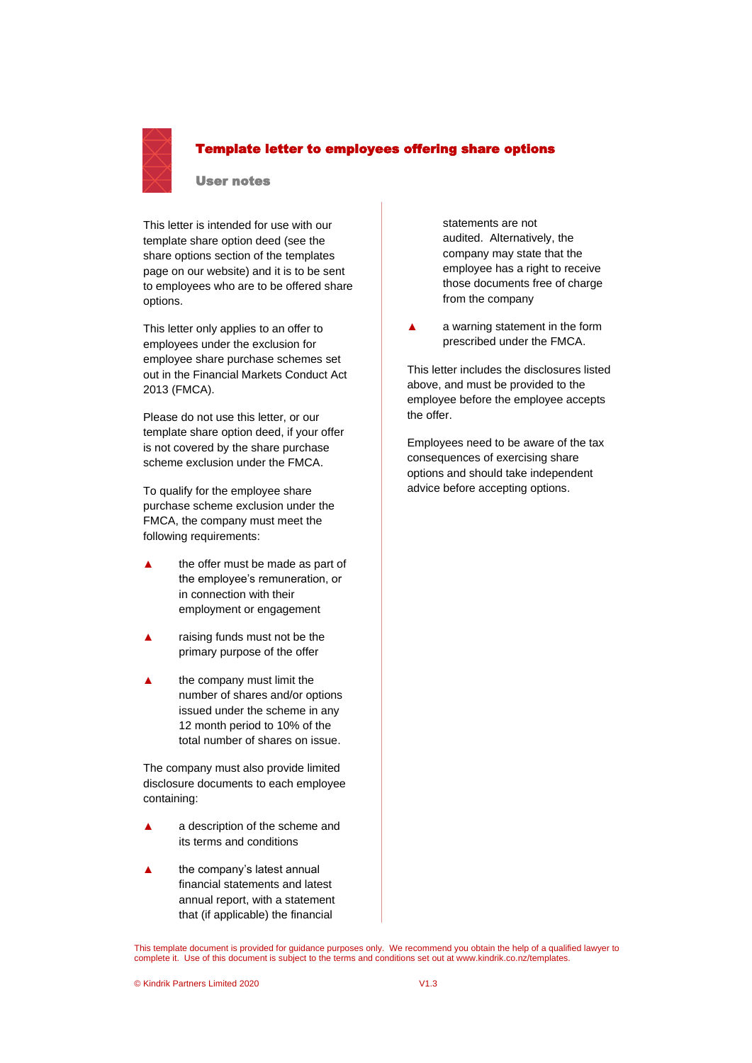# Template letter to employees offering share options

## User notes

This letter is intended for use with our template share option deed (see the share options section of the templates page on our website) and it is to be sent to employees who are to be offered share options.

This letter only applies to an offer to employees under the exclusion for employee share purchase schemes set out in the Financial Markets Conduct Act 2013 (FMCA).

Please do not use this letter, or our template share option deed, if your offer is not covered by the share purchase scheme exclusion under the FMCA.

To qualify for the employee share purchase scheme exclusion under the FMCA, the company must meet the following requirements:

- the offer must be made as part of the employee's remuneration, or in connection with their employment or engagement
- raising funds must not be the primary purpose of the offer
- the company must limit the number of shares and/or options issued under the scheme in any 12 month period to 10% of the total number of shares on issue.

The company must also provide limited disclosure documents to each employee containing:

- a description of the scheme and its terms and conditions
- the company's latest annual financial statements and latest annual report, with a statement that (if applicable) the financial statements are not audited. Alternatively, the company may state that the employee has a right to receive those documents free of charge from the company
- a warning statement in the form prescribed under the FMCA.

This letter includes the disclosures listed above, and must be provided to the employee before the employee accepts the offer.

Employees need to be aware of the tax consequences of exercising share options and should take independent advice before accepting options.

This template document is provided for guidance purposes only. We recommend you obtain the help of a qualified lawyer to complete it. Use of this document is subject to the terms and conditions set out at www.kindrik.co.nz/templates.

© Kindrik Partners Limited 2020 V1.3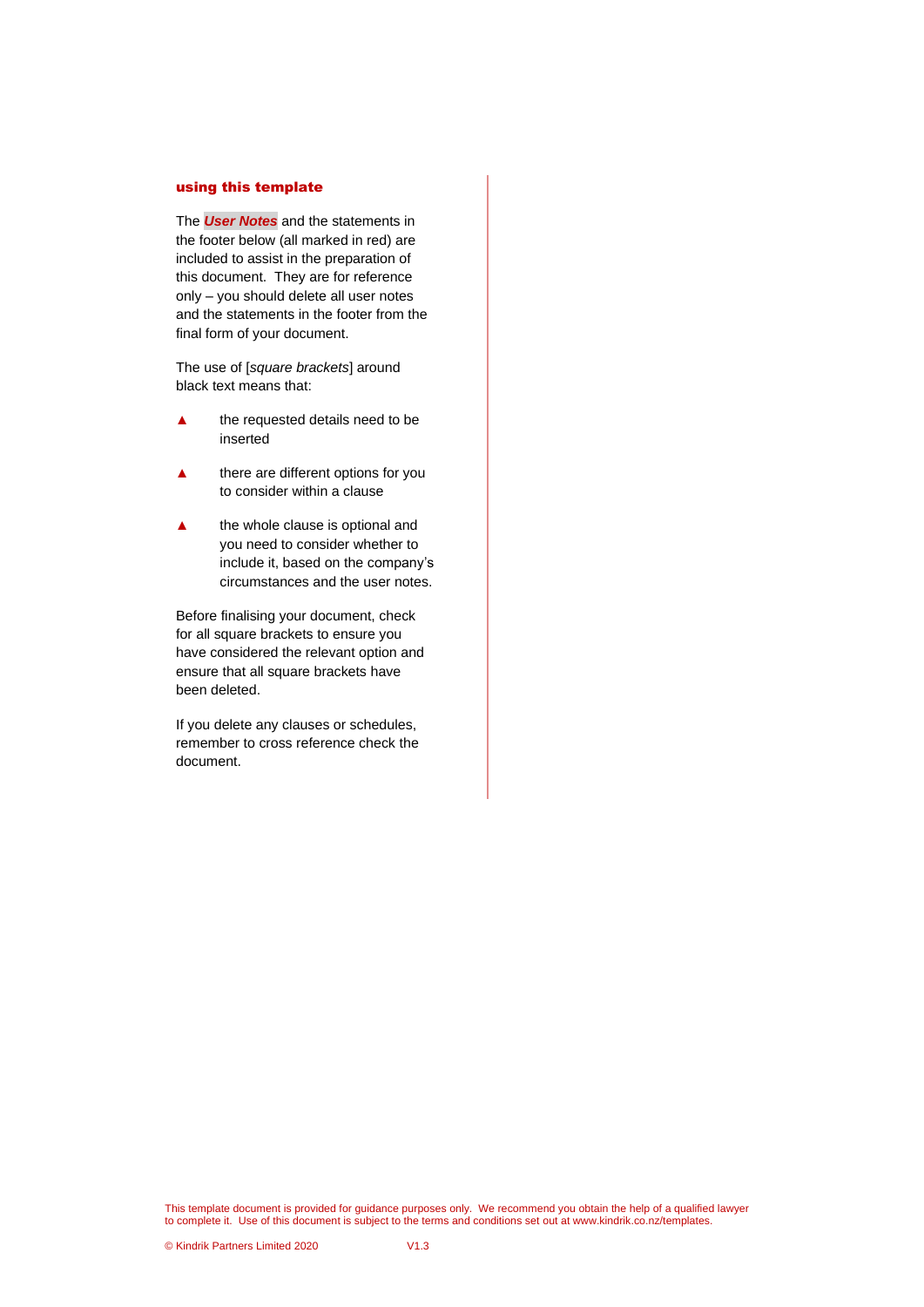## using this template

The ***User Notes*** and the statements in the footer below (all marked in red) are included to assist in the preparation of this document. They are for reference only – you should delete all user notes and the statements in the footer from the final form of your document.

The use of [*square brackets*] around black text means that:

- ▲ the requested details need to be inserted
- ▲ there are different options for you to consider within a clause
- ▲ the whole clause is optional and you need to consider whether to include it, based on the company's circumstances and the user notes.

Before finalising your document, check for all square brackets to ensure you have considered the relevant option and ensure that all square brackets have been deleted.

If you delete any clauses or schedules, remember to cross reference check the document.

This template document is provided for guidance purposes only. We recommend you obtain the help of a qualified lawyer to complete it. Use of this document is subject to the terms and conditions set out at www.kindrik.co.nz/templates.

© Kindrik Partners Limited 2020 V1.3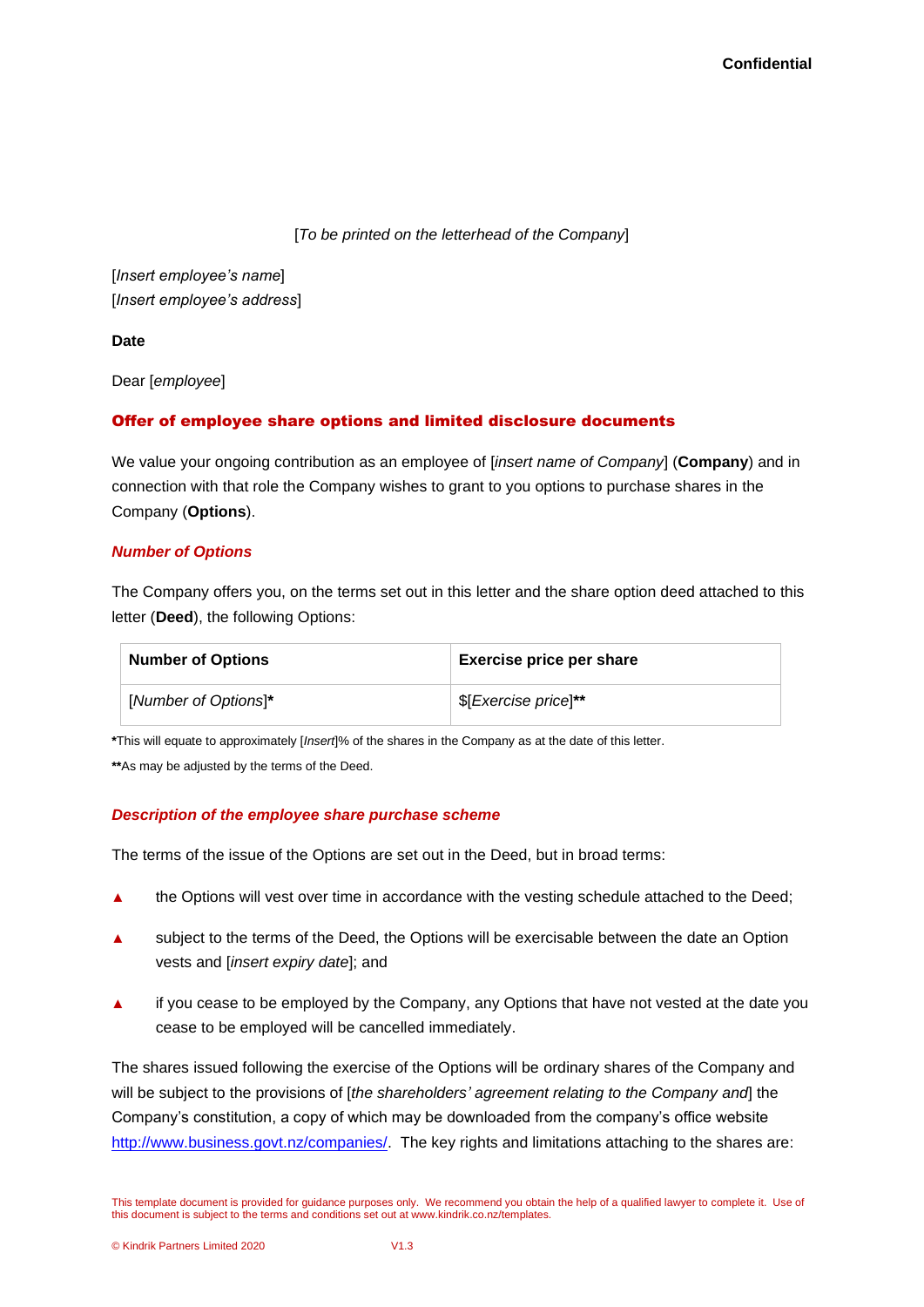Confidential

[*To be printed on the letterhead of the Company*]

[*Insert employee's name*]
[*Insert employee's address*]

**Date**

Dear [*employee*]

## Offer of employee share options and limited disclosure documents

We value your ongoing contribution as an employee of [*insert name of Company*] (**Company**) and in connection with that role the Company wishes to grant to you options to purchase shares in the Company (**Options**).

### *Number of Options*

The Company offers you, on the terms set out in this letter and the share option deed attached to this letter (**Deed**), the following Options:

| Number of Options | Exercise price per share |
|---|---|
| [*Number of Options*]**\*** | $[*Exercise price*]**\*\*** |

**\***This will equate to approximately [*Insert*]% of the shares in the Company as at the date of this letter.

**\*\***As may be adjusted by the terms of the Deed.

### *Description of the employee share purchase scheme*

The terms of the issue of the Options are set out in the Deed, but in broad terms:

- the Options will vest over time in accordance with the vesting schedule attached to the Deed;
- subject to the terms of the Deed, the Options will be exercisable between the date an Option vests and [*insert expiry date*]; and
- if you cease to be employed by the Company, any Options that have not vested at the date you cease to be employed will be cancelled immediately.

The shares issued following the exercise of the Options will be ordinary shares of the Company and will be subject to the provisions of [*the shareholders' agreement relating to the Company and*] the Company's constitution, a copy of which may be downloaded from the company's office website http://www.business.govt.nz/companies/. The key rights and limitations attaching to the shares are:

This template document is provided for guidance purposes only. We recommend you obtain the help of a qualified lawyer to complete it. Use of this document is subject to the terms and conditions set out at www.kindrik.co.nz/templates.

© Kindrik Partners Limited 2020 V1.3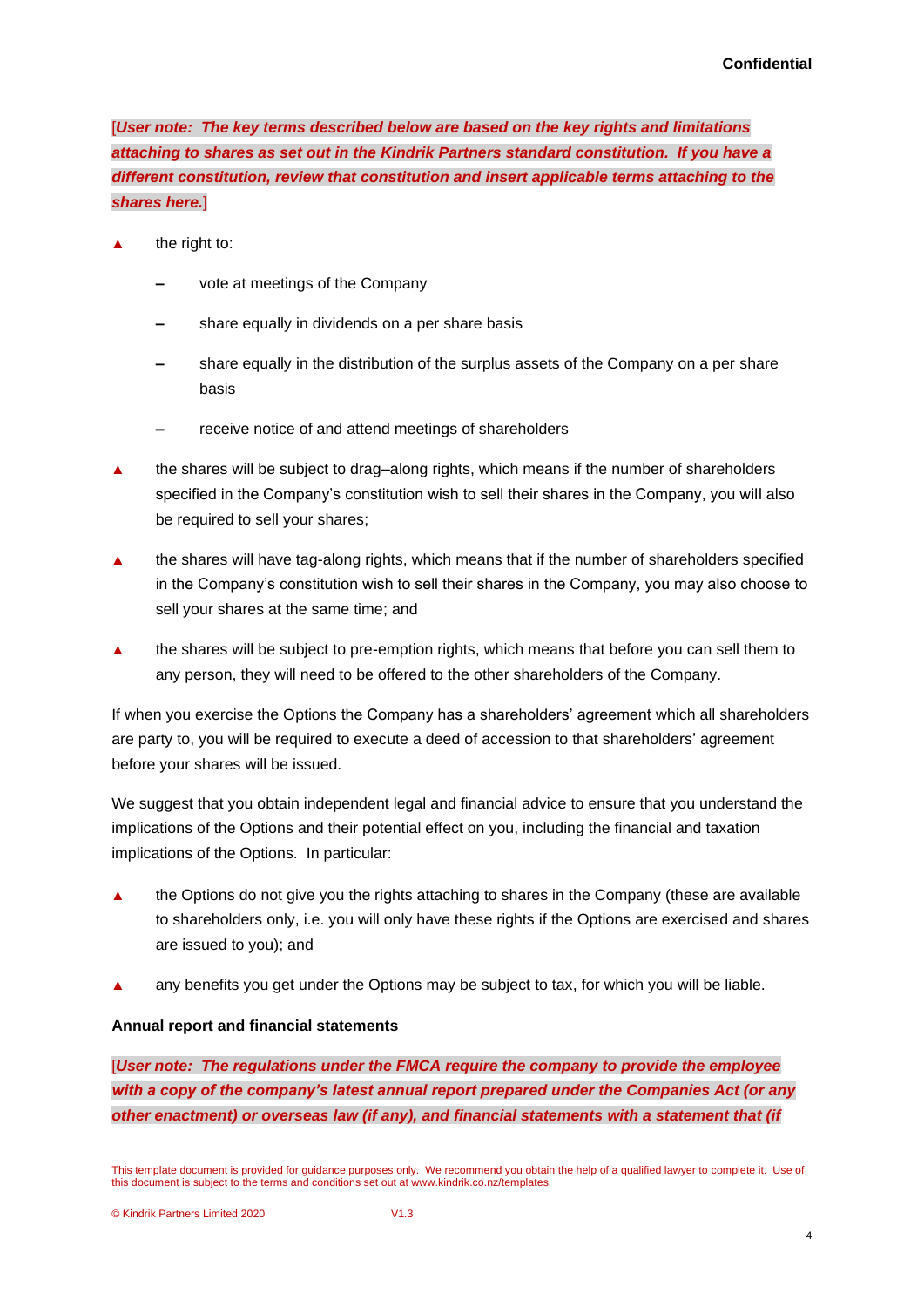[*User note: The key terms described below are based on the key rights and limitations attaching to shares as set out in the Kindrik Partners standard constitution. If you have a different constitution, review that constitution and insert applicable terms attaching to the shares here.*]

- the right to:
  - vote at meetings of the Company
  - share equally in dividends on a per share basis
  - share equally in the distribution of the surplus assets of the Company on a per share basis
  - receive notice of and attend meetings of shareholders
- the shares will be subject to drag–along rights, which means if the number of shareholders specified in the Company's constitution wish to sell their shares in the Company, you will also be required to sell your shares;
- the shares will have tag-along rights, which means that if the number of shareholders specified in the Company's constitution wish to sell their shares in the Company, you may also choose to sell your shares at the same time; and
- the shares will be subject to pre-emption rights, which means that before you can sell them to any person, they will need to be offered to the other shareholders of the Company.

If when you exercise the Options the Company has a shareholders' agreement which all shareholders are party to, you will be required to execute a deed of accession to that shareholders' agreement before your shares will be issued.

We suggest that you obtain independent legal and financial advice to ensure that you understand the implications of the Options and their potential effect on you, including the financial and taxation implications of the Options. In particular:

- the Options do not give you the rights attaching to shares in the Company (these are available to shareholders only, i.e. you will only have these rights if the Options are exercised and shares are issued to you); and
- any benefits you get under the Options may be subject to tax, for which you will be liable.

**Annual report and financial statements**

[*User note: The regulations under the FMCA require the company to provide the employee with a copy of the company's latest annual report prepared under the Companies Act (or any other enactment) or overseas law (if any), and financial statements with a statement that (if*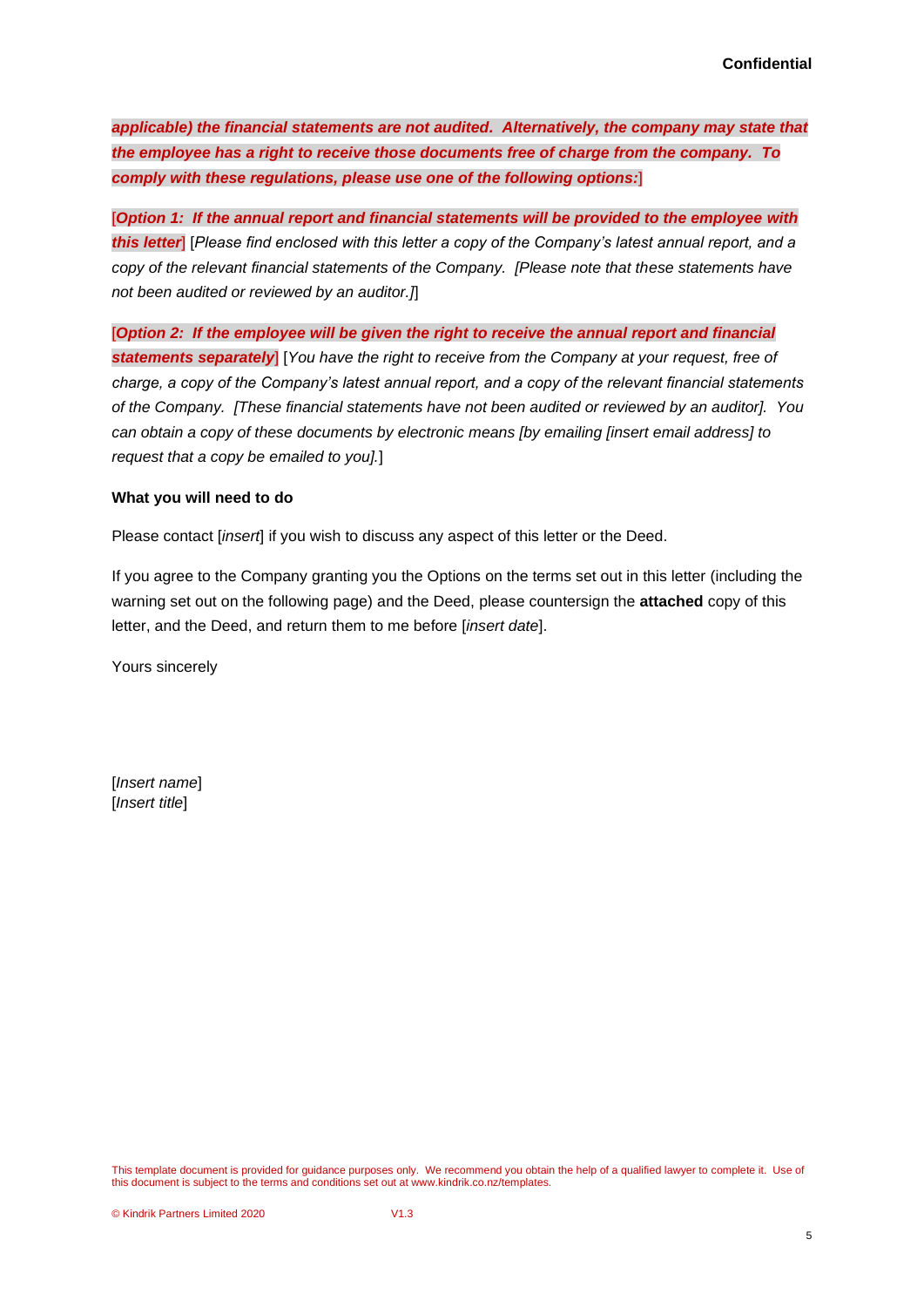***applicable) the financial statements are not audited. Alternatively, the company may state that the employee has a right to receive those documents free of charge from the company. To comply with these regulations, please use one of the following options:***]

[***Option 1: If the annual report and financial statements will be provided to the employee with this letter***] [*Please find enclosed with this letter a copy of the Company's latest annual report, and a copy of the relevant financial statements of the Company. [Please note that these statements have not been audited or reviewed by an auditor.]*]

[***Option 2: If the employee will be given the right to receive the annual report and financial statements separately***] [*You have the right to receive from the Company at your request, free of charge, a copy of the Company's latest annual report, and a copy of the relevant financial statements of the Company. [These financial statements have not been audited or reviewed by an auditor]. You can obtain a copy of these documents by electronic means [by emailing [insert email address] to request that a copy be emailed to you].*]

**What you will need to do**

Please contact [*insert*] if you wish to discuss any aspect of this letter or the Deed.

If you agree to the Company granting you the Options on the terms set out in this letter (including the warning set out on the following page) and the Deed, please countersign the **attached** copy of this letter, and the Deed, and return them to me before [*insert date*].

Yours sincerely

[*Insert name*]
[*Insert title*]

This template document is provided for guidance purposes only. We recommend you obtain the help of a qualified lawyer to complete it. Use of this document is subject to the terms and conditions set out at www.kindrik.co.nz/templates.

© Kindrik Partners Limited 2020 V1.3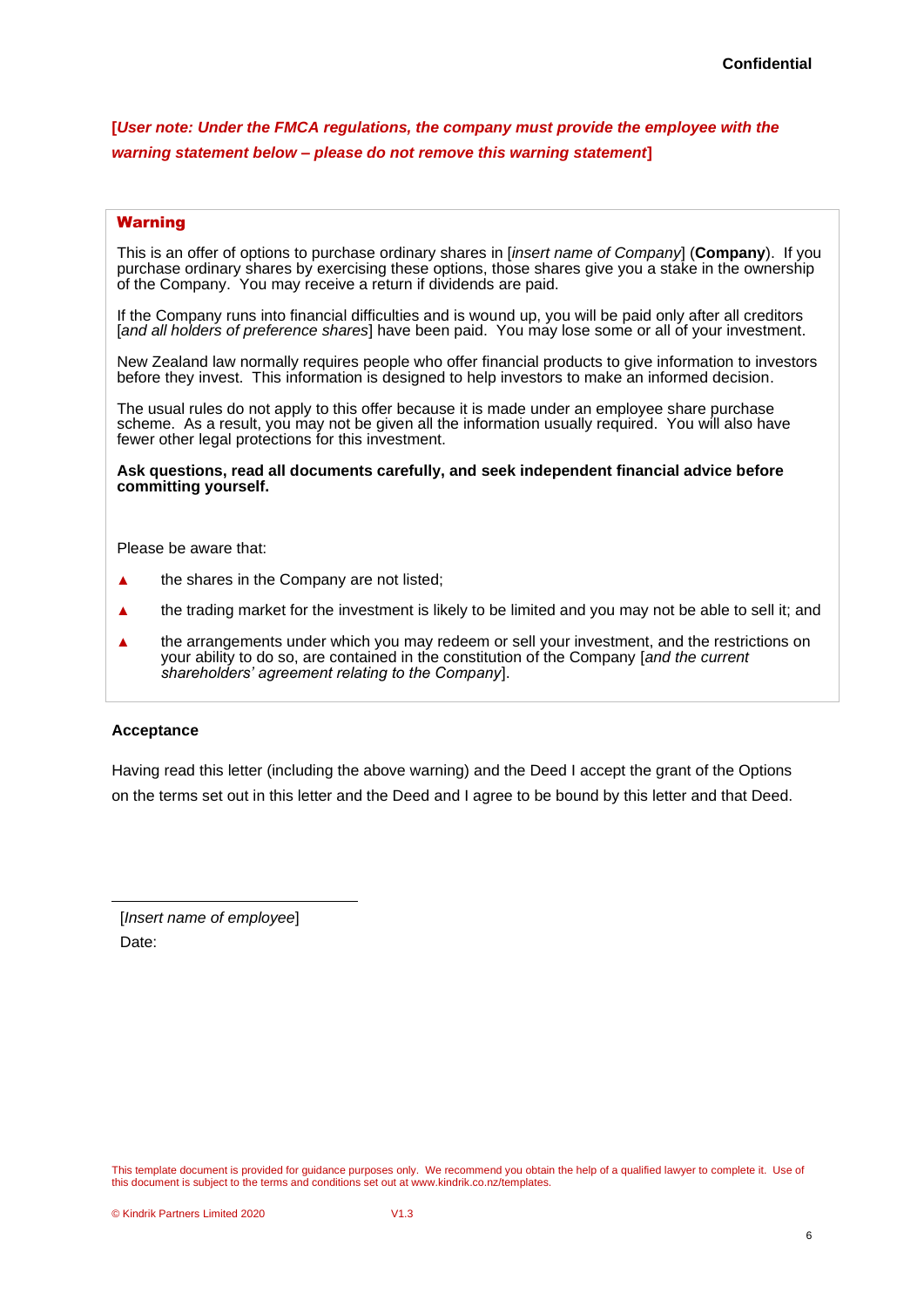**[*User note: Under the FMCA regulations, the company must provide the employee with the warning statement below – please do not remove this warning statement*]**

**Warning**

This is an offer of options to purchase ordinary shares in [*insert name of Company*] (**Company**). If you purchase ordinary shares by exercising these options, those shares give you a stake in the ownership of the Company. You may receive a return if dividends are paid.

If the Company runs into financial difficulties and is wound up, you will be paid only after all creditors [*and all holders of preference shares*] have been paid. You may lose some or all of your investment.

New Zealand law normally requires people who offer financial products to give information to investors before they invest. This information is designed to help investors to make an informed decision.

The usual rules do not apply to this offer because it is made under an employee share purchase scheme. As a result, you may not be given all the information usually required. You will also have fewer other legal protections for this investment.

**Ask questions, read all documents carefully, and seek independent financial advice before committing yourself.**

Please be aware that:

- the shares in the Company are not listed;
- the trading market for the investment is likely to be limited and you may not be able to sell it; and
- the arrangements under which you may redeem or sell your investment, and the restrictions on your ability to do so, are contained in the constitution of the Company [*and the current shareholders' agreement relating to the Company*].

**Acceptance**

Having read this letter (including the above warning) and the Deed I accept the grant of the Options on the terms set out in this letter and the Deed and I agree to be bound by this letter and that Deed.

\_\_\_\_\_\_\_\_\_\_\_\_\_\_\_\_\_\_\_\_\_\_\_\_\_\_\_\_

[*Insert name of employee*]

Date:

This template document is provided for guidance purposes only. We recommend you obtain the help of a qualified lawyer to complete it. Use of this document is subject to the terms and conditions set out at www.kindrik.co.nz/templates.

© Kindrik Partners Limited 2020 V1.3